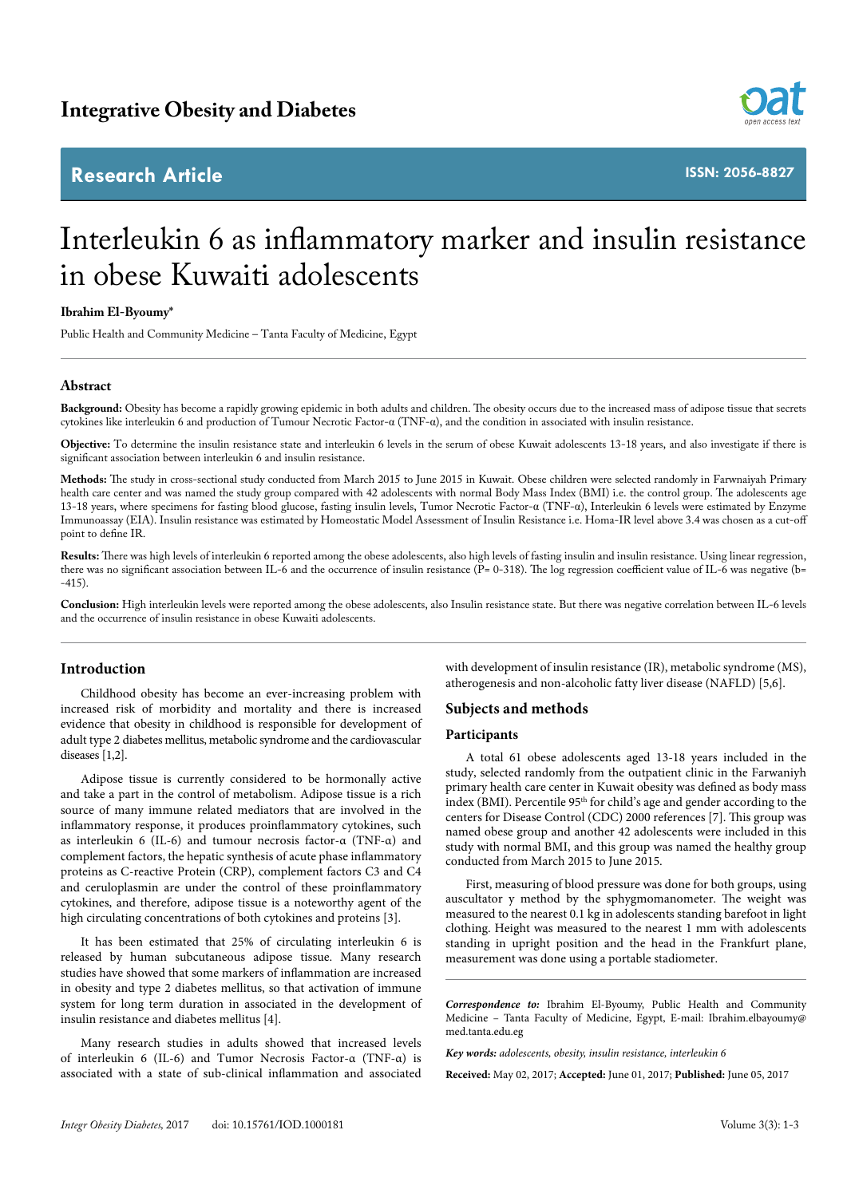Integrative Obesity and Diabetes

Research Article

ISSN: 2056-8827

# Interleukin 6 as inflammatory marker and insulin resistance in obese Kuwaiti adolescents

**Ibrahim El-Byoumy***

Public Health and Community Medicine – Tanta Faculty of Medicine, Egypt

## Abstract

**Background:** Obesity has become a rapidly growing epidemic in both adults and children. The obesity occurs due to the increased mass of adipose tissue that secrets cytokines like interleukin 6 and production of Tumour Necrotic Factor-α (TNF-α), and the condition in associated with insulin resistance.

**Objective:** To determine the insulin resistance state and interleukin 6 levels in the serum of obese Kuwait adolescents 13-18 years, and also investigate if there is significant association between interleukin 6 and insulin resistance.

**Methods:** The study in cross-sectional study conducted from March 2015 to June 2015 in Kuwait. Obese children were selected randomly in Farwnaiyah Primary health care center and was named the study group compared with 42 adolescents with normal Body Mass Index (BMI) i.e. the control group. The adolescents age 13-18 years, where specimens for fasting blood glucose, fasting insulin levels, Tumor Necrotic Factor-α (TNF-α), Interleukin 6 levels were estimated by Enzyme Immunoassay (EIA). Insulin resistance was estimated by Homeostatic Model Assessment of Insulin Resistance i.e. Homa-IR level above 3.4 was chosen as a cut-off point to define IR.

**Results:** There was high levels of interleukin 6 reported among the obese adolescents, also high levels of fasting insulin and insulin resistance. Using linear regression, there was no significant association between IL-6 and the occurrence of insulin resistance (P= 0-318). The log regression coefficient value of IL-6 was negative (b= -415).

**Conclusion:** High interleukin levels were reported among the obese adolescents, also Insulin resistance state. But there was negative correlation between IL-6 levels and the occurrence of insulin resistance in obese Kuwaiti adolescents.

## Introduction

Childhood obesity has become an ever-increasing problem with increased risk of morbidity and mortality and there is increased evidence that obesity in childhood is responsible for development of adult type 2 diabetes mellitus, metabolic syndrome and the cardiovascular diseases [1,2].

Adipose tissue is currently considered to be hormonally active and take a part in the control of metabolism. Adipose tissue is a rich source of many immune related mediators that are involved in the inflammatory response, it produces proinflammatory cytokines, such as interleukin 6 (IL-6) and tumour necrosis factor-α (TNF-α) and complement factors, the hepatic synthesis of acute phase inflammatory proteins as C-reactive Protein (CRP), complement factors C3 and C4 and ceruloplasmin are under the control of these proinflammatory cytokines, and therefore, adipose tissue is a noteworthy agent of the high circulating concentrations of both cytokines and proteins [3].

It has been estimated that 25% of circulating interleukin 6 is released by human subcutaneous adipose tissue. Many research studies have showed that some markers of inflammation are increased in obesity and type 2 diabetes mellitus, so that activation of immune system for long term duration in associated in the development of insulin resistance and diabetes mellitus [4].

Many research studies in adults showed that increased levels of interleukin 6 (IL-6) and Tumor Necrosis Factor-α (TNF-α) is associated with a state of sub-clinical inflammation and associated with development of insulin resistance (IR), metabolic syndrome (MS), atherogenesis and non-alcoholic fatty liver disease (NAFLD) [5,6].

## Subjects and methods

### Participants

A total 61 obese adolescents aged 13-18 years included in the study, selected randomly from the outpatient clinic in the Farwaniyh primary health care center in Kuwait obesity was defined as body mass index (BMI). Percentile 95th for child's age and gender according to the centers for Disease Control (CDC) 2000 references [7]. This group was named obese group and another 42 adolescents were included in this study with normal BMI, and this group was named the healthy group conducted from March 2015 to June 2015.

First, measuring of blood pressure was done for both groups, using auscultator y method by the sphygmomanometer. The weight was measured to the nearest 0.1 kg in adolescents standing barefoot in light clothing. Height was measured to the nearest 1 mm with adolescents standing in upright position and the head in the Frankfurt plane, measurement was done using a portable stadiometer.

***Correspondence to:*** Ibrahim El-Byoumy, Public Health and Community Medicine – Tanta Faculty of Medicine, Egypt, E-mail: Ibrahim.elbayoumy@med.tanta.edu.eg

***Key words:*** *adolescents, obesity, insulin resistance, interleukin 6*

**Received:** May 02, 2017; **Accepted:** June 01, 2017; **Published:** June 05, 2017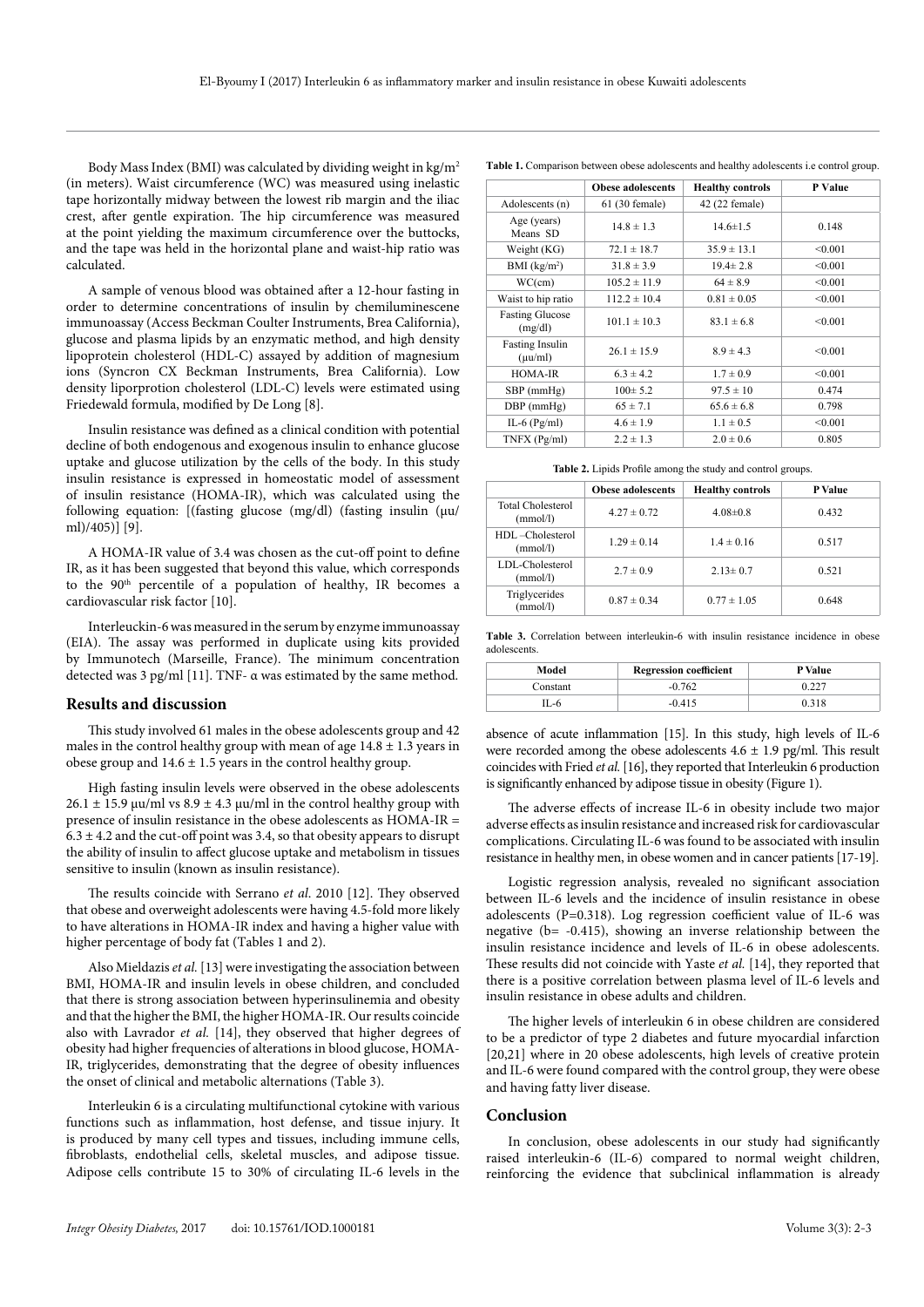Body Mass Index (BMI) was calculated by dividing weight in kg/m$^2$ (in meters). Waist circumference (WC) was measured using inelastic tape horizontally midway between the lowest rib margin and the iliac crest, after gentle expiration. The hip circumference was measured at the point yielding the maximum circumference over the buttocks, and the tape was held in the horizontal plane and waist-hip ratio was calculated.

A sample of venous blood was obtained after a 12-hour fasting in order to determine concentrations of insulin by chemiluminescene immunoassay (Access Beckman Coulter Instruments, Brea California), glucose and plasma lipids by an enzymatic method, and high density lipoprotein cholesterol (HDL-C) assayed by addition of magnesium ions (Syncron CX Beckman Instruments, Brea California). Low density liporprotion cholesterol (LDL-C) levels were estimated using Friedewald formula, modified by De Long [8].

Insulin resistance was defined as a clinical condition with potential decline of both endogenous and exogenous insulin to enhance glucose uptake and glucose utilization by the cells of the body. In this study insulin resistance is expressed in homeostatic model of assessment of insulin resistance (HOMA-IR), which was calculated using the following equation: [(fasting glucose (mg/dl) (fasting insulin (μu/ml)/405)] [9].

A HOMA-IR value of 3.4 was chosen as the cut-off point to define IR, as it has been suggested that beyond this value, which corresponds to the 90$^{th}$ percentile of a population of healthy, IR becomes a cardiovascular risk factor [10].

Interleuckin-6 was measured in the serum by enzyme immunoassay (EIA). The assay was performed in duplicate using kits provided by Immunotech (Marseille, France). The minimum concentration detected was 3 pg/ml [11]. TNF- α was estimated by the same method.

## Results and discussion

This study involved 61 males in the obese adolescents group and 42 males in the control healthy group with mean of age 14.8 ± 1.3 years in obese group and 14.6 ± 1.5 years in the control healthy group.

High fasting insulin levels were observed in the obese adolescents 26.1 ± 15.9 μu/ml vs 8.9 ± 4.3 μu/ml in the control healthy group with presence of insulin resistance in the obese adolescents as HOMA-IR = 6.3 ± 4.2 and the cut-off point was 3.4, so that obesity appears to disrupt the ability of insulin to affect glucose uptake and metabolism in tissues sensitive to insulin (known as insulin resistance).

The results coincide with Serrano *et al*. 2010 [12]. They observed that obese and overweight adolescents were having 4.5-fold more likely to have alterations in HOMA-IR index and having a higher value with higher percentage of body fat (Tables 1 and 2).

Also Mieldazis *et al.* [13] were investigating the association between BMI, HOMA-IR and insulin levels in obese children, and concluded that there is strong association between hyperinsulinemia and obesity and that the higher the BMI, the higher HOMA-IR. Our results coincide also with Lavrador *et al.* [14], they observed that higher degrees of obesity had higher frequencies of alterations in blood glucose, HOMA-IR, triglycerides, demonstrating that the degree of obesity influences the onset of clinical and metabolic alternations (Table 3).

Interleukin 6 is a circulating multifunctional cytokine with various functions such as inflammation, host defense, and tissue injury. It is produced by many cell types and tissues, including immune cells, fibroblasts, endothelial cells, skeletal muscles, and adipose tissue. Adipose cells contribute 15 to 30% of circulating IL-6 levels in the absence of acute inflammation [15]. In this study, high levels of IL-6 were recorded among the obese adolescents 4.6 ± 1.9 pg/ml. This result coincides with Fried *et al.* [16], they reported that Interleukin 6 production is significantly enhanced by adipose tissue in obesity (Figure 1).

The adverse effects of increase IL-6 in obesity include two major adverse effects as insulin resistance and increased risk for cardiovascular complications. Circulating IL-6 was found to be associated with insulin resistance in healthy men, in obese women and in cancer patients [17-19].

Logistic regression analysis, revealed no significant association between IL-6 levels and the incidence of insulin resistance in obese adolescents (P=0.318). Log regression coefficient value of IL-6 was negative (b= -0.415), showing an inverse relationship between the insulin resistance incidence and levels of IL-6 in obese adolescents. These results did not coincide with Yaste *et al.* [14], they reported that there is a positive correlation between plasma level of IL-6 levels and insulin resistance in obese adults and children.

The higher levels of interleukin 6 in obese children are considered to be a predictor of type 2 diabetes and future myocardial infarction [20,21] where in 20 obese adolescents, high levels of creative protein and IL-6 were found compared with the control group, they were obese and having fatty liver disease.

## Conclusion

In conclusion, obese adolescents in our study had significantly raised interleukin-6 (IL-6) compared to normal weight children, reinforcing the evidence that subclinical inflammation is already

**Table 1.** Comparison between obese adolescents and healthy adolescents i.e control group.

| | Obese adolescents | Healthy controls | P Value |
|---|---|---|---|
| Adolescents (n) | 61 (30 female) | 42 (22 female) | |
| Age (years) Means SD | 14.8 ± 1.3 | 14.6±1.5 | 0.148 |
| Weight (KG) | 72.1 ± 18.7 | 35.9 ± 13.1 | <0.001 |
| BMI (kg/m$^2$) | 31.8 ± 3.9 | 19.4± 2.8 | <0.001 |
| WC(cm) | 105.2 ± 11.9 | 64 ± 8.9 | <0.001 |
| Waist to hip ratio | 112.2 ± 10.4 | 0.81 ± 0.05 | <0.001 |
| Fasting Glucose (mg/dl) | 101.1 ± 10.3 | 83.1 ± 6.8 | <0.001 |
| Fasting Insulin (μu/ml) | 26.1 ± 15.9 | 8.9 ± 4.3 | <0.001 |
| HOMA-IR | 6.3 ± 4.2 | 1.7 ± 0.9 | <0.001 |
| SBP (mmHg) | 100± 5.2 | 97.5 ± 10 | 0.474 |
| DBP (mmHg) | 65 ± 7.1 | 65.6 ± 6.8 | 0.798 |
| IL-6 (Pg/ml) | 4.6 ± 1.9 | 1.1 ± 0.5 | <0.001 |
| TNFX (Pg/ml) | 2.2 ± 1.3 | 2.0 ± 0.6 | 0.805 |

**Table 2.** Lipids Profile among the study and control groups.

| | Obese adolescents | Healthy controls | P Value |
|---|---|---|---|
| Total Cholesterol (mmol/l) | 4.27 ± 0.72 | 4.08±0.8 | 0.432 |
| HDL –Cholesterol (mmol/l) | 1.29 ± 0.14 | 1.4 ± 0.16 | 0.517 |
| LDL-Cholesterol (mmol/l) | 2.7 ± 0.9 | 2.13± 0.7 | 0.521 |
| Triglycerides (mmol/l) | 0.87 ± 0.34 | 0.77 ± 1.05 | 0.648 |

**Table 3.** Correlation between interleukin-6 with insulin resistance incidence in obese adolescents.

| Model | Regression coefficient | P Value |
|---|---|---|
| Constant | -0.762 | 0.227 |
| IL-6 | -0.415 | 0.318 |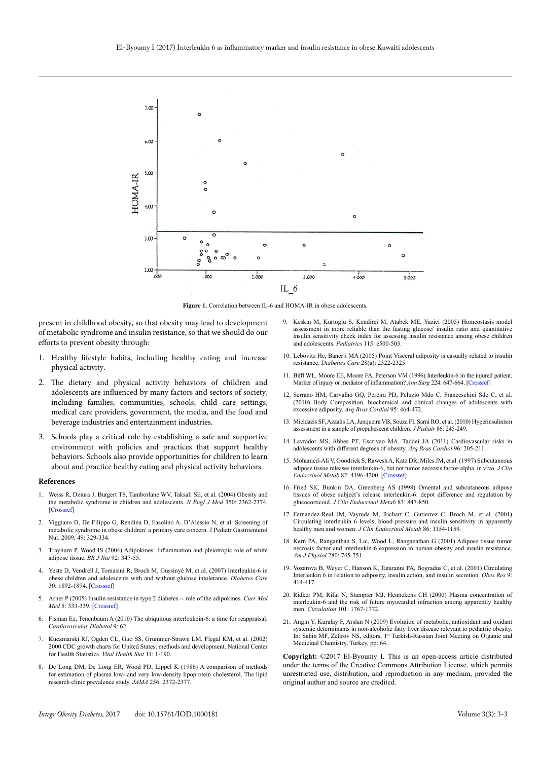7.00
6.00
5.00
4.00
3.00
2.00
HOMA-IR
.000
1.000
2.000
3.000
4.000
5.000
IL_6

**Figure 1.** Correlation between IL-6 and HOMA-IR in obese adolescents.

present in childhood obesity, so that obesity may lead to development of metabolic syndrome and insulin resistance, so that we should do our efforts to prevent obesity through:

1. Healthy lifestyle habits, including healthy eating and increase physical activity.
2. The dietary and physical activity behaviors of children and adolescents are influenced by many factors and sectors of society, including families, communities, schools, child care settings, medical care providers, government, the media, and the food and beverage industries and entertainment industries.
3. Schools play a critical role by establishing a safe and supportive environment with policies and practices that support healthy behaviors. Schools also provide opportunities for children to learn about and practice healthy eating and physical activity behaviors.

## References

1. Weiss R, Dziura J, Burgert TS, Tamborlane WV, Taksali SE, et al. (2004) Obesity and the metabolic syndrome in children and adolescents. *N Engl J Med* 350: 2362-2374. [Crossref]
2. Viggiano D, De Filippo G, Rendina D, Fasolino A, D'Alessio N, et al. Screening of metabolic syndrome in obese children: a primary care concern. J Pediatr Gastroenterol Nut. 2009; 49: 329-334.
3. Trayhurn P, Wood IS (2004) Adipokines: Inflammation and pleiotropic role of white adipose tissue. *BR J Nut* 92: 347-55.
4. Yeste D, Vendrell J, Tomasini R, Broch M, Gussinyé M, et al. (2007) Interleukin-6 in obese children and adolescents with and without glucose intolerance. *Diabetes Care* 30: 1892-1894. [Crossref]
5. Arner P (2005) Insulin resistance in type 2 diabetes -- role of the adipokines. *Curr Mol Med* 5: 333-339. [Crossref]
6. Fisman Ez, Tenenbaum A (2010) The ubiquitous interleukein-6: a time for reappraisal. *Cardiovascular Diabetol* 9: 62.
7. Kuczmarski RJ, Ogden CL, Guo SS, Grummer-Strawn LM, Flegal KM, et al. (2002) 2000 CDC growth charts for United States: methods and development. National Center for Health Statistics. *Vital Health Stat* 11: 1-190.
8. De Long DM, De Long ER, Wood PD, Lippel K (1986) A comparison of methods for estimation of plasma low- and very low-density lipoprotein cholesterol. The lipid research clinic prevalence study. *JAMA* 256: 2372-2377.
9. Keskin M, Kurtoglu S, Kendirci M, Atabek ME, Yazici C (2005) Homeostasis model assessment in more reliable than the fasting glucose/ insulin ratio and quantitative insulin sensitivity check index for assessing insulin resistance among obese children and adolescents. *Pediatrics* 115: e500-503.
10. Lebovitz He, Banerji MA (2005) Point Visceral adiposity is casually related to insulin resistance. *Diabetics Care* 28(a): 2322-2325.
11. Biffl WL, Moore EE, Moore FA, Peterson VM (1996) Interleukin-6 in the injured patient. Marker of injury or mediator of inflammation? *Ann Surg* 224: 647-664. [Crossref]
12. Serrano HM, Carvalho GQ, Pereira PD, Peluzio Mdo C, Franceschini Sdo C, et al. (2010) Body Composition, biochemical and clinical changes of adolescents with excessive adiposity. *Arq Bras Cordial* 95: 464-472.
13. Mieldazis SF, Azzalis LA, Junqueira VB, Souza FI, Sarni RO, et al. (2010) Hyperinsulinism assessment in a sample of prepubescent children. *J Pediatr* 86: 245-249.
14. Lavrador MS, Abbes PT, Escrivao MA, Taddei JA (2011) Cardiovascular risks in adolescents with different degrees of obesity. *Arq Bras Cardiol* 96: 205-211.
15. Mohamed-Ali V, Goodrick S, Rawesh A, Katz DR, Miles JM, et al. (1997) Subcutaneous adipose tissue releases interleukin-6, but not tumor necrosis factor-alpha, in vivo. *J Clin Endocrinol Metab* 82: 4196-4200. [Crossref]
16. Fried SK, Bunkin DA, Greenberg AS (1998) Omental and subcutaneous adipose tissues of obese subject's release interleukin-6: depot difference and regulation by glucocorticoid. *J Clin Endocrinal Metab* 83: 847-850.
17. Fernandez-Real JM, Vayreda M, Richart C, Gutierrez C, Broch M, et al. (2001) Circulating interleukin 6 levels, blood pressure and insulin sensitivity in apparently healthy men and women. *J Clin Endocrinol Metab* 86: 1154-1159.
18. Kern PA, Ranganthan S, Lic, Wood L, Ranganathan G (2001) Adipose tissue tumor necrosis factor and interleukin-6 expression in human obesity and insulin resistance. *Am J Physiol* 280: 745-751.
19. Vozarova B, Weyer C, Hanson K, Tataranni PA, Bogradus C, et al. (2001) Circulating Interleukin 6 in relation to adiposity, insulin action, and insulin secretion. *Obes Res* 9: 414-417.
20. Ridker PM, Rifai N, Stampter MJ, Hennekens CH (2000) Plasma concentration of interleukin-6 and the risk of future myocardial infraction among apparently healthy men. *Circulation* 101: 1767-1772.
21. Angin Y, Kuralay F, Arslan N (2009) Evolution of metabolic, antioxidant and oxidant systemic determinants in non-alcoholic fatty liver disease relevant to pediatric obesity. In: Sahin MF, Zefirov NS, editors, 1st Turkish-Russian Joint Meeting on Organic and Medicinal Chemistry, Turkey, pp: 64.

**Copyright:** ©2017 El-Byoumy I. This is an open-access article distributed under the terms of the Creative Commons Attribution License, which permits unrestricted use, distribution, and reproduction in any medium, provided the original author and source are credited.